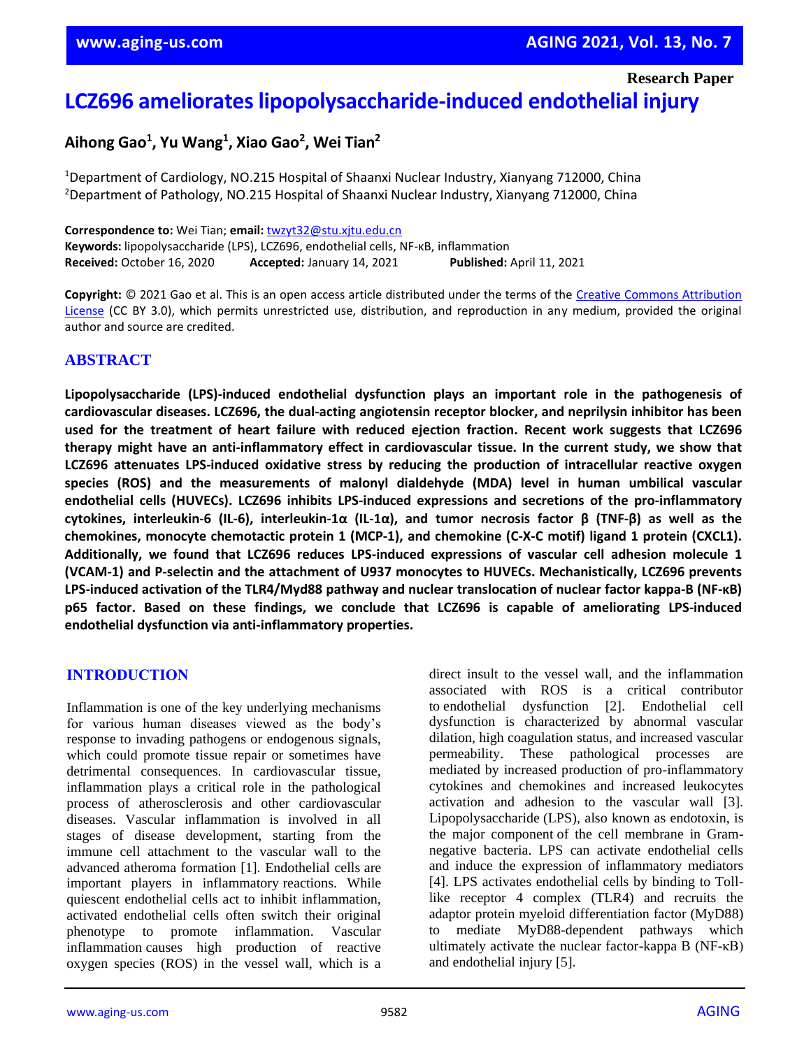Research Paper

# LCZ696 ameliorates lipopolysaccharide-induced endothelial injury

**Aihong Gao[1], Yu Wang[1], Xiao Gao[2], Wei Tian[2]**

[1]Department of Cardiology, NO.215 Hospital of Shaanxi Nuclear Industry, Xianyang 712000, China
[2]Department of Pathology, NO.215 Hospital of Shaanxi Nuclear Industry, Xianyang 712000, China

**Correspondence to:** Wei Tian; **email:** twzyt32@stu.xjtu.edu.cn
**Keywords:** lipopolysaccharide (LPS), LCZ696, endothelial cells, NF-κB, inflammation
**Received:** October 16, 2020 **Accepted:** January 14, 2021 **Published:** April 11, 2021

**Copyright:** © 2021 Gao et al. This is an open access article distributed under the terms of the Creative Commons Attribution License (CC BY 3.0), which permits unrestricted use, distribution, and reproduction in any medium, provided the original author and source are credited.

## ABSTRACT

**Lipopolysaccharide (LPS)-induced endothelial dysfunction plays an important role in the pathogenesis of cardiovascular diseases. LCZ696, the dual-acting angiotensin receptor blocker, and neprilysin inhibitor has been used for the treatment of heart failure with reduced ejection fraction. Recent work suggests that LCZ696 therapy might have an anti-inflammatory effect in cardiovascular tissue. In the current study, we show that LCZ696 attenuates LPS-induced oxidative stress by reducing the production of intracellular reactive oxygen species (ROS) and the measurements of malonyl dialdehyde (MDA) level in human umbilical vascular endothelial cells (HUVECs). LCZ696 inhibits LPS-induced expressions and secretions of the pro-inflammatory cytokines, interleukin-6 (IL-6), interleukin-1α (IL-1α), and tumor necrosis factor β (TNF-β) as well as the chemokines, monocyte chemotactic protein 1 (MCP-1), and chemokine (C-X-C motif) ligand 1 protein (CXCL1). Additionally, we found that LCZ696 reduces LPS-induced expressions of vascular cell adhesion molecule 1 (VCAM-1) and P-selectin and the attachment of U937 monocytes to HUVECs. Mechanistically, LCZ696 prevents LPS-induced activation of the TLR4/Myd88 pathway and nuclear translocation of nuclear factor kappa-B (NF-κB) p65 factor. Based on these findings, we conclude that LCZ696 is capable of ameliorating LPS-induced endothelial dysfunction via anti-inflammatory properties.**

## INTRODUCTION

Inflammation is one of the key underlying mechanisms for various human diseases viewed as the body's response to invading pathogens or endogenous signals, which could promote tissue repair or sometimes have detrimental consequences. In cardiovascular tissue, inflammation plays a critical role in the pathological process of atherosclerosis and other cardiovascular diseases. Vascular inflammation is involved in all stages of disease development, starting from the immune cell attachment to the vascular wall to the advanced atheroma formation [1]. Endothelial cells are important players in inflammatory reactions. While quiescent endothelial cells act to inhibit inflammation, activated endothelial cells often switch their original phenotype to promote inflammation. Vascular inflammation causes high production of reactive oxygen species (ROS) in the vessel wall, which is a direct insult to the vessel wall, and the inflammation associated with ROS is a critical contributor to endothelial dysfunction [2]. Endothelial cell dysfunction is characterized by abnormal vascular dilation, high coagulation status, and increased vascular permeability. These pathological processes are mediated by increased production of pro-inflammatory cytokines and chemokines and increased leukocytes activation and adhesion to the vascular wall [3]. Lipopolysaccharide (LPS), also known as endotoxin, is the major component of the cell membrane in Gram-negative bacteria. LPS can activate endothelial cells and induce the expression of inflammatory mediators [4]. LPS activates endothelial cells by binding to Toll-like receptor 4 complex (TLR4) and recruits the adaptor protein myeloid differentiation factor (MyD88) to mediate MyD88-dependent pathways which ultimately activate the nuclear factor-kappa B (NF-κB) and endothelial injury [5].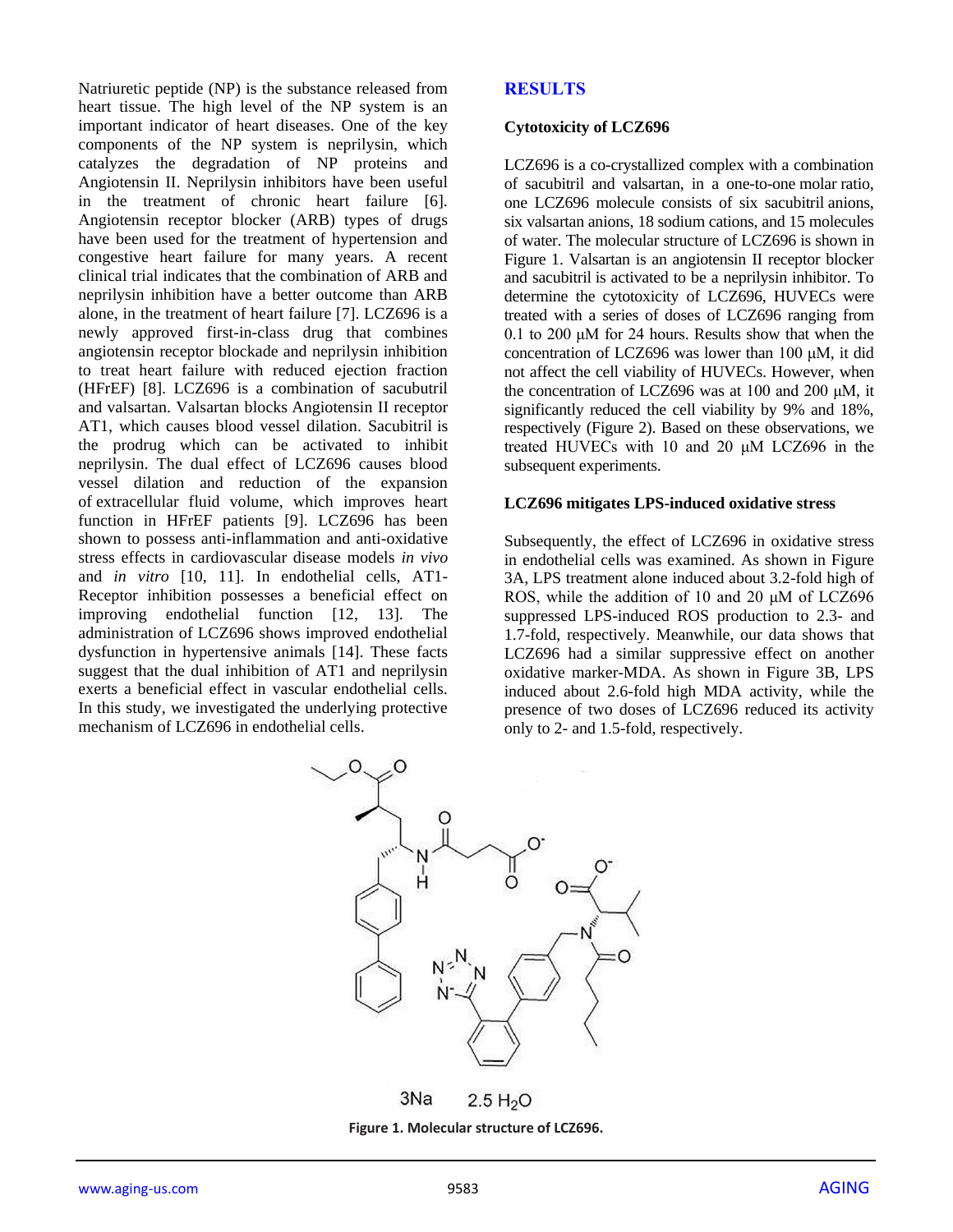Natriuretic peptide (NP) is the substance released from heart tissue. The high level of the NP system is an important indicator of heart diseases. One of the key components of the NP system is neprilysin, which catalyzes the degradation of NP proteins and Angiotensin II. Neprilysin inhibitors have been useful in the treatment of chronic heart failure [6]. Angiotensin receptor blocker (ARB) types of drugs have been used for the treatment of hypertension and congestive heart failure for many years. A recent clinical trial indicates that the combination of ARB and neprilysin inhibition have a better outcome than ARB alone, in the treatment of heart failure [7]. LCZ696 is a newly approved first-in-class drug that combines angiotensin receptor blockade and neprilysin inhibition to treat heart failure with reduced ejection fraction (HFrEF) [8]. LCZ696 is a combination of sacubutril and valsartan. Valsartan blocks Angiotensin II receptor AT1, which causes blood vessel dilation. Sacubitril is the prodrug which can be activated to inhibit neprilysin. The dual effect of LCZ696 causes blood vessel dilation and reduction of the expansion of extracellular fluid volume, which improves heart function in HFrEF patients [9]. LCZ696 has been shown to possess anti-inflammation and anti-oxidative stress effects in cardiovascular disease models *in vivo* and *in vitro* [10, 11]. In endothelial cells, AT1-Receptor inhibition possesses a beneficial effect on improving endothelial function [12, 13]. The administration of LCZ696 shows improved endothelial dysfunction in hypertensive animals [14]. These facts suggest that the dual inhibition of AT1 and neprilysin exerts a beneficial effect in vascular endothelial cells. In this study, we investigated the underlying protective mechanism of LCZ696 in endothelial cells.

## RESULTS

### Cytotoxicity of LCZ696

LCZ696 is a co-crystallized complex with a combination of sacubitril and valsartan, in a one-to-one molar ratio, one LCZ696 molecule consists of six sacubitril anions, six valsartan anions, 18 sodium cations, and 15 molecules of water. The molecular structure of LCZ696 is shown in Figure 1. Valsartan is an angiotensin II receptor blocker and sacubitril is activated to be a neprilysin inhibitor. To determine the cytotoxicity of LCZ696, HUVECs were treated with a series of doses of LCZ696 ranging from 0.1 to 200 μM for 24 hours. Results show that when the concentration of LCZ696 was lower than 100 μM, it did not affect the cell viability of HUVECs. However, when the concentration of LCZ696 was at 100 and 200 μM, it significantly reduced the cell viability by 9% and 18%, respectively (Figure 2). Based on these observations, we treated HUVECs with 10 and 20 μM LCZ696 in the subsequent experiments.

### LCZ696 mitigates LPS-induced oxidative stress

Subsequently, the effect of LCZ696 in oxidative stress in endothelial cells was examined. As shown in Figure 3A, LPS treatment alone induced about 3.2-fold high of ROS, while the addition of 10 and 20 μM of LCZ696 suppressed LPS-induced ROS production to 2.3- and 1.7-fold, respectively. Meanwhile, our data shows that LCZ696 had a similar suppressive effect on another oxidative marker-MDA. As shown in Figure 3B, LPS induced about 2.6-fold high MDA activity, while the presence of two doses of LCZ696 reduced its activity only to 2- and 1.5-fold, respectively.

3Na    2.5 $H_2O$

**Figure 1. Molecular structure of LCZ696.**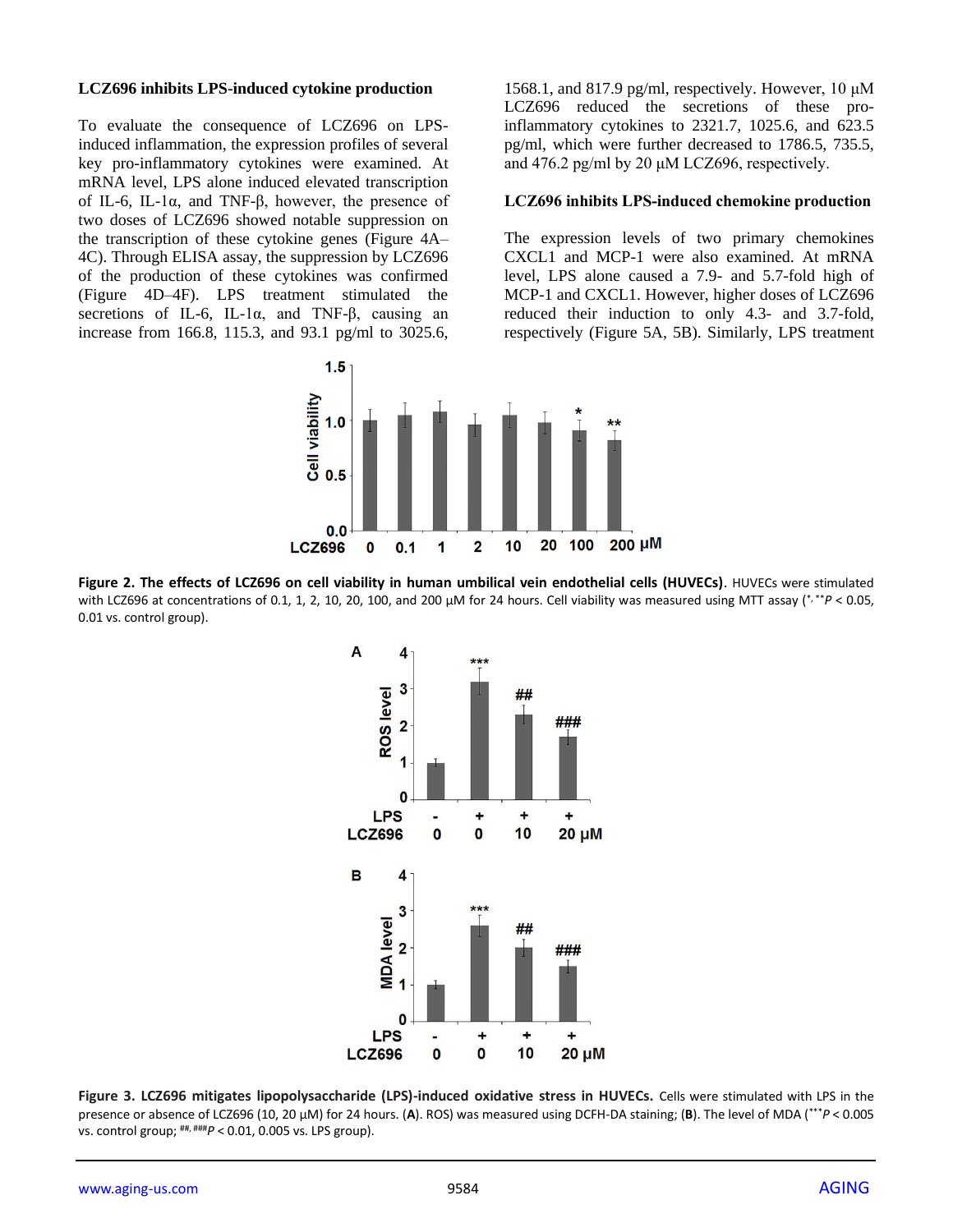### LCZ696 inhibits LPS-induced cytokine production

To evaluate the consequence of LCZ696 on LPS-induced inflammation, the expression profiles of several key pro-inflammatory cytokines were examined. At mRNA level, LPS alone induced elevated transcription of IL-6, IL-1α, and TNF-β, however, the presence of two doses of LCZ696 showed notable suppression on the transcription of these cytokine genes (Figure 4A–4C). Through ELISA assay, the suppression by LCZ696 of the production of these cytokines was confirmed (Figure 4D–4F). LPS treatment stimulated the secretions of IL-6, IL-1α, and TNF-β, causing an increase from 166.8, 115.3, and 93.1 pg/ml to 3025.6, 1568.1, and 817.9 pg/ml, respectively. However, 10 μM LCZ696 reduced the secretions of these pro-inflammatory cytokines to 2321.7, 1025.6, and 623.5 pg/ml, which were further decreased to 1786.5, 735.5, and 476.2 pg/ml by 20 μM LCZ696, respectively.

### LCZ696 inhibits LPS-induced chemokine production

The expression levels of two primary chemokines CXCL1 and MCP-1 were also examined. At mRNA level, LPS alone caused a 7.9- and 5.7-fold high of MCP-1 and CXCL1. However, higher doses of LCZ696 reduced their induction to only 4.3- and 3.7-fold, respectively (Figure 5A, 5B). Similarly, LPS treatment

**Figure 2. The effects of LCZ696 on cell viability in human umbilical vein endothelial cells (HUVECs).** HUVECs were stimulated with LCZ696 at concentrations of 0.1, 1, 2, 10, 20, 100, and 200 μM for 24 hours. Cell viability was measured using MTT assay (*,** $P < 0.05$, 0.01 vs. control group).

**Figure 3. LCZ696 mitigates lipopolysaccharide (LPS)-induced oxidative stress in HUVECs.** Cells were stimulated with LPS in the presence or absence of LCZ696 (10, 20 μM) for 24 hours. (**A**). ROS was measured using DCFH-DA staining; (**B**). The level of MDA (*** $P < 0.005$ vs. control group; ##, ### $P < 0.01$, 0.005 vs. LPS group).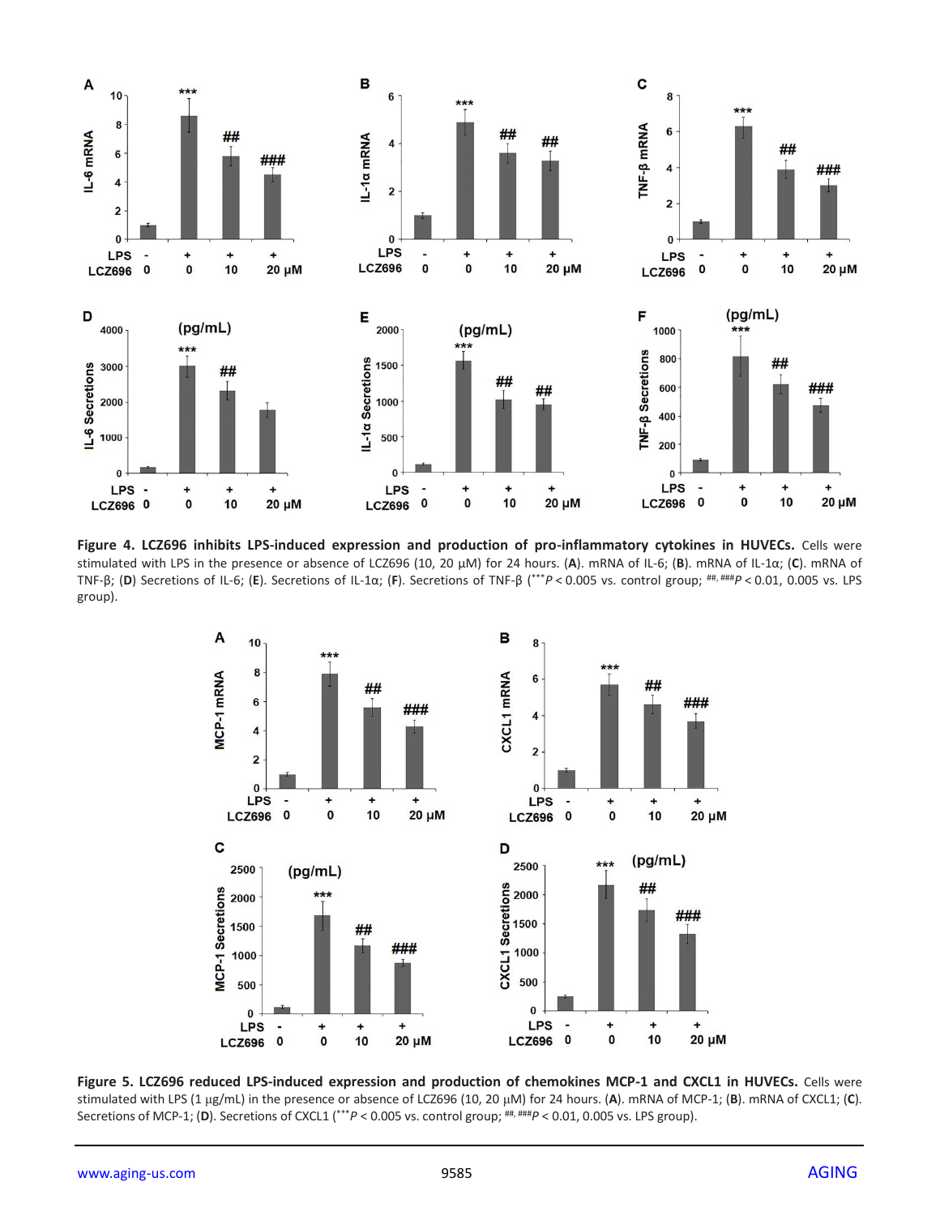**Figure 4. LCZ696 inhibits LPS-induced expression and production of pro-inflammatory cytokines in HUVECs.** Cells were stimulated with LPS in the presence or absence of LCZ696 (10, 20 μM) for 24 hours. (**A**). mRNA of IL-6; (**B**). mRNA of IL-1α; (**C**). mRNA of TNF-β; (**D**) Secretions of IL-6; (**E**). Secretions of IL-1α; (**F**). Secretions of TNF-β (***$P < 0.005$ vs. control group; ##, ###$P < 0.01$, 0.005 vs. LPS group).

**Figure 5. LCZ696 reduced LPS-induced expression and production of chemokines MCP-1 and CXCL1 in HUVECs.** Cells were stimulated with LPS (1 μg/mL) in the presence or absence of LCZ696 (10, 20 μM) for 24 hours. (**A**). mRNA of MCP-1; (**B**). mRNA of CXCL1; (**C**). Secretions of MCP-1; (**D**). Secretions of CXCL1 (***$P < 0.005$ vs. control group; ##, ###$P < 0.01$, 0.005 vs. LPS group).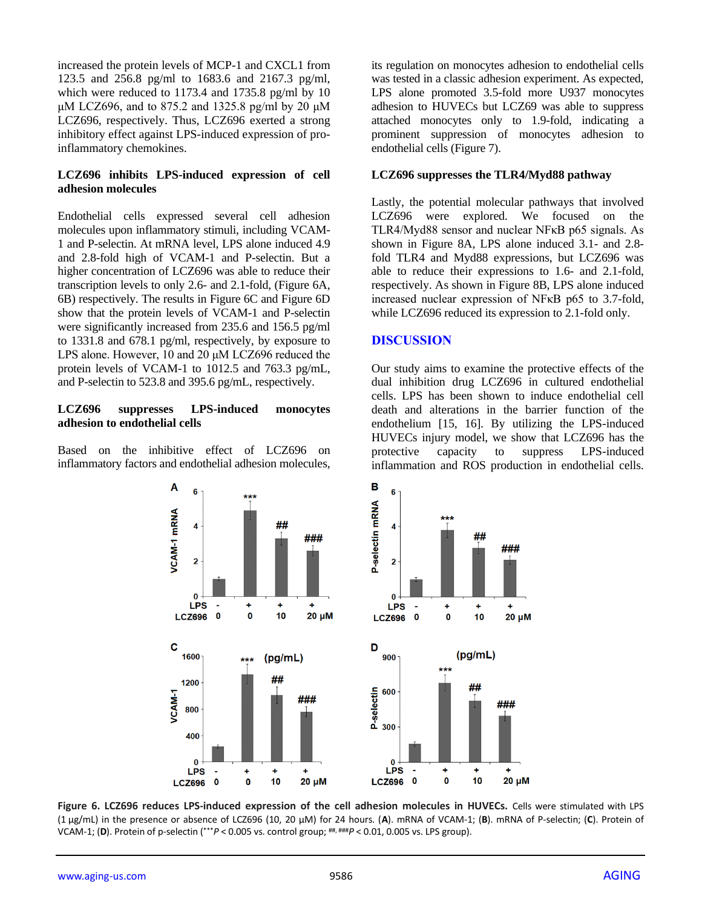increased the protein levels of MCP-1 and CXCL1 from 123.5 and 256.8 pg/ml to 1683.6 and 2167.3 pg/ml, which were reduced to 1173.4 and 1735.8 pg/ml by 10 μM LCZ696, and to 875.2 and 1325.8 pg/ml by 20 μM LCZ696, respectively. Thus, LCZ696 exerted a strong inhibitory effect against LPS-induced expression of pro-inflammatory chemokines.

### LCZ696 inhibits LPS-induced expression of cell adhesion molecules

Endothelial cells expressed several cell adhesion molecules upon inflammatory stimuli, including VCAM-1 and P-selectin. At mRNA level, LPS alone induced 4.9 and 2.8-fold high of VCAM-1 and P-selectin. But a higher concentration of LCZ696 was able to reduce their transcription levels to only 2.6- and 2.1-fold, (Figure 6A, 6B) respectively. The results in Figure 6C and Figure 6D show that the protein levels of VCAM-1 and P-selectin were significantly increased from 235.6 and 156.5 pg/ml to 1331.8 and 678.1 pg/ml, respectively, by exposure to LPS alone. However, 10 and 20 μM LCZ696 reduced the protein levels of VCAM-1 to 1012.5 and 763.3 pg/mL, and P-selectin to 523.8 and 395.6 pg/mL, respectively.

### LCZ696 suppresses LPS-induced monocytes adhesion to endothelial cells

Based on the inhibitive effect of LCZ696 on inflammatory factors and endothelial adhesion molecules, its regulation on monocytes adhesion to endothelial cells was tested in a classic adhesion experiment. As expected, LPS alone promoted 3.5-fold more U937 monocytes adhesion to HUVECs but LCZ69 was able to suppress attached monocytes only to 1.9-fold, indicating a prominent suppression of monocytes adhesion to endothelial cells (Figure 7).

### LCZ696 suppresses the TLR4/Myd88 pathway

Lastly, the potential molecular pathways that involved LCZ696 were explored. We focused on the TLR4/Myd88 sensor and nuclear NFκB p65 signals. As shown in Figure 8A, LPS alone induced 3.1- and 2.8-fold TLR4 and Myd88 expressions, but LCZ696 was able to reduce their expressions to 1.6- and 2.1-fold, respectively. As shown in Figure 8B, LPS alone induced increased nuclear expression of NFκB p65 to 3.7-fold, while LCZ696 reduced its expression to 2.1-fold only.

## DISCUSSION

Our study aims to examine the protective effects of the dual inhibition drug LCZ696 in cultured endothelial cells. LPS has been shown to induce endothelial cell death and alterations in the barrier function of the endothelium [15, 16]. By utilizing the LPS-induced HUVECs injury model, we show that LCZ696 has the protective capacity to suppress LPS-induced inflammation and ROS production in endothelial cells.

**Figure 6. LCZ696 reduces LPS-induced expression of the cell adhesion molecules in HUVECs.** Cells were stimulated with LPS (1 μg/mL) in the presence or absence of LCZ696 (10, 20 μM) for 24 hours. (**A**). mRNA of VCAM-1; (**B**). mRNA of P-selectin; (**C**). Protein of VCAM-1; (**D**). Protein of p-selectin (***$P < 0.005$ vs. control group; ##, ###$P < 0.01$, 0.005 vs. LPS group).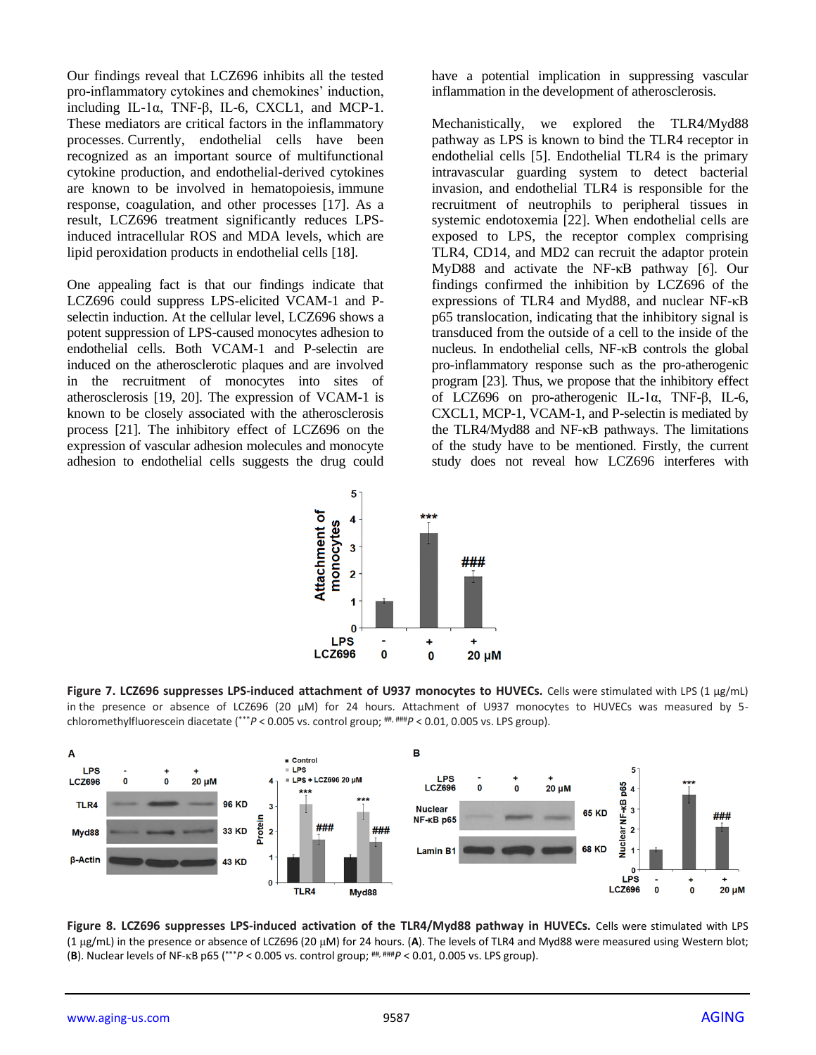Our findings reveal that LCZ696 inhibits all the tested pro-inflammatory cytokines and chemokines' induction, including IL-1α, TNF-β, IL-6, CXCL1, and MCP-1. These mediators are critical factors in the inflammatory processes. Currently, endothelial cells have been recognized as an important source of multifunctional cytokine production, and endothelial-derived cytokines are known to be involved in hematopoiesis, immune response, coagulation, and other processes [17]. As a result, LCZ696 treatment significantly reduces LPS-induced intracellular ROS and MDA levels, which are lipid peroxidation products in endothelial cells [18].

One appealing fact is that our findings indicate that LCZ696 could suppress LPS-elicited VCAM-1 and P-selectin induction. At the cellular level, LCZ696 shows a potent suppression of LPS-caused monocytes adhesion to endothelial cells. Both VCAM-1 and P-selectin are induced on the atherosclerotic plaques and are involved in the recruitment of monocytes into sites of atherosclerosis [19, 20]. The expression of VCAM-1 is known to be closely associated with the atherosclerosis process [21]. The inhibitory effect of LCZ696 on the expression of vascular adhesion molecules and monocyte adhesion to endothelial cells suggests the drug could have a potential implication in suppressing vascular inflammation in the development of atherosclerosis.

Mechanistically, we explored the TLR4/Myd88 pathway as LPS is known to bind the TLR4 receptor in endothelial cells [5]. Endothelial TLR4 is the primary intravascular guarding system to detect bacterial invasion, and endothelial TLR4 is responsible for the recruitment of neutrophils to peripheral tissues in systemic endotoxemia [22]. When endothelial cells are exposed to LPS, the receptor complex comprising TLR4, CD14, and MD2 can recruit the adaptor protein MyD88 and activate the NF-κB pathway [6]. Our findings confirmed the inhibition by LCZ696 of the expressions of TLR4 and Myd88, and nuclear NF-κB p65 translocation, indicating that the inhibitory signal is transduced from the outside of a cell to the inside of the nucleus. In endothelial cells, NF-κB controls the global pro-inflammatory response such as the pro-atherogenic program [23]. Thus, we propose that the inhibitory effect of LCZ696 on pro-atherogenic IL-1α, TNF-β, IL-6, CXCL1, MCP-1, VCAM-1, and P-selectin is mediated by the TLR4/Myd88 and NF-κB pathways. The limitations of the study have to be mentioned. Firstly, the current study does not reveal how LCZ696 interferes with

**Figure 7. LCZ696 suppresses LPS-induced attachment of U937 monocytes to HUVECs.** Cells were stimulated with LPS (1 μg/mL) in the presence or absence of LCZ696 (20 μM) for 24 hours. Attachment of U937 monocytes to HUVECs was measured by 5-chloromethylfluorescein diacetate ($^{***}P$ < 0.005 vs. control group; $^{\#\#, \#\#\#}P$ < 0.01, 0.005 vs. LPS group).

**Figure 8. LCZ696 suppresses LPS-induced activation of the TLR4/Myd88 pathway in HUVECs.** Cells were stimulated with LPS (1 μg/mL) in the presence or absence of LCZ696 (20 μM) for 24 hours. (**A**). The levels of TLR4 and Myd88 were measured using Western blot; (**B**). Nuclear levels of NF-κB p65 ($^{***}P$ < 0.005 vs. control group; $^{\#\#, \#\#\#}P$ < 0.01, 0.005 vs. LPS group).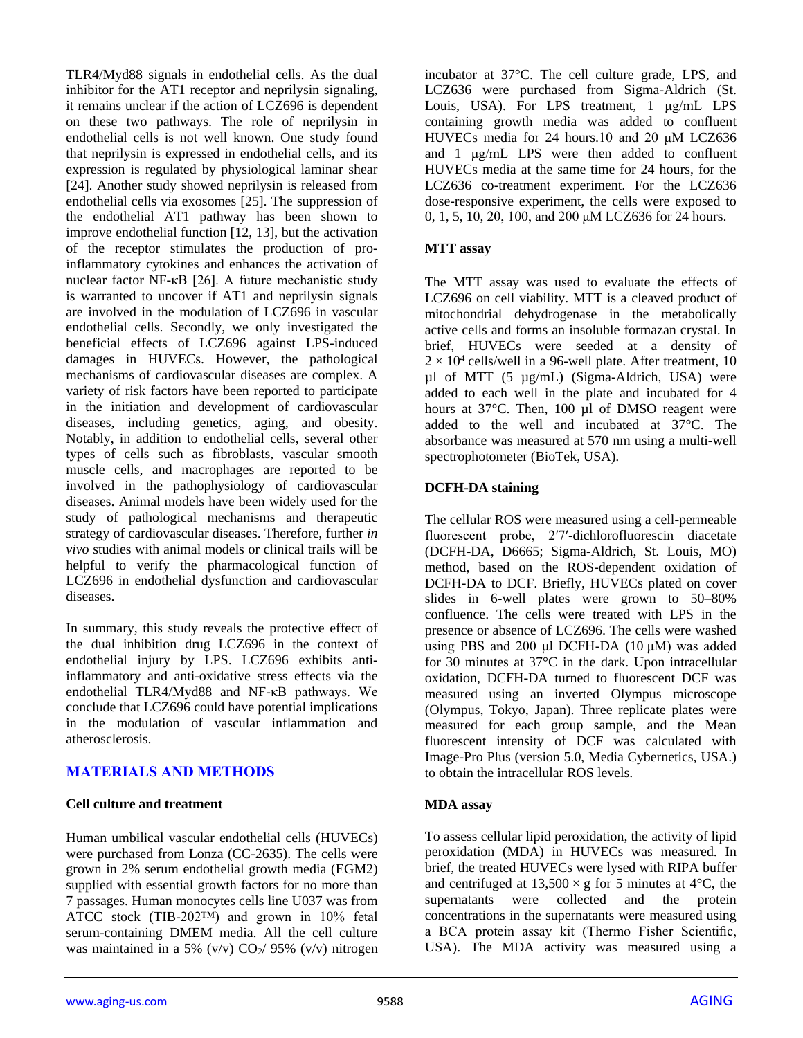TLR4/Myd88 signals in endothelial cells. As the dual inhibitor for the AT1 receptor and neprilysin signaling, it remains unclear if the action of LCZ696 is dependent on these two pathways. The role of neprilysin in endothelial cells is not well known. One study found that neprilysin is expressed in endothelial cells, and its expression is regulated by physiological laminar shear [24]. Another study showed neprilysin is released from endothelial cells via exosomes [25]. The suppression of the endothelial AT1 pathway has been shown to improve endothelial function [12, 13], but the activation of the receptor stimulates the production of pro-inflammatory cytokines and enhances the activation of nuclear factor NF-κB [26]. A future mechanistic study is warranted to uncover if AT1 and neprilysin signals are involved in the modulation of LCZ696 in vascular endothelial cells. Secondly, we only investigated the beneficial effects of LCZ696 against LPS-induced damages in HUVECs. However, the pathological mechanisms of cardiovascular diseases are complex. A variety of risk factors have been reported to participate in the initiation and development of cardiovascular diseases, including genetics, aging, and obesity. Notably, in addition to endothelial cells, several other types of cells such as fibroblasts, vascular smooth muscle cells, and macrophages are reported to be involved in the pathophysiology of cardiovascular diseases. Animal models have been widely used for the study of pathological mechanisms and therapeutic strategy of cardiovascular diseases. Therefore, further *in vivo* studies with animal models or clinical trails will be helpful to verify the pharmacological function of LCZ696 in endothelial dysfunction and cardiovascular diseases.

In summary, this study reveals the protective effect of the dual inhibition drug LCZ696 in the context of endothelial injury by LPS. LCZ696 exhibits anti-inflammatory and anti-oxidative stress effects via the endothelial TLR4/Myd88 and NF-κB pathways. We conclude that LCZ696 could have potential implications in the modulation of vascular inflammation and atherosclerosis.

## MATERIALS AND METHODS

### Cell culture and treatment

Human umbilical vascular endothelial cells (HUVECs) were purchased from Lonza (CC-2635). The cells were grown in 2% serum endothelial growth media (EGM2) supplied with essential growth factors for no more than 7 passages. Human monocytes cells line U037 was from ATCC stock (TIB-202™) and grown in 10% fetal serum-containing DMEM media. All the cell culture was maintained in a 5% (v/v) $CO_2$/ 95% (v/v) nitrogen incubator at 37°C. The cell culture grade, LPS, and LCZ636 were purchased from Sigma-Aldrich (St. Louis, USA). For LPS treatment, 1 μg/mL LPS containing growth media was added to confluent HUVECs media for 24 hours.10 and 20 μM LCZ636 and 1 μg/mL LPS were then added to confluent HUVECs media at the same time for 24 hours, for the LCZ636 co-treatment experiment. For the LCZ636 dose-responsive experiment, the cells were exposed to 0, 1, 5, 10, 20, 100, and 200 μM LCZ636 for 24 hours.

### MTT assay

The MTT assay was used to evaluate the effects of LCZ696 on cell viability. MTT is a cleaved product of mitochondrial dehydrogenase in the metabolically active cells and forms an insoluble formazan crystal. In brief, HUVECs were seeded at a density of $2 \times 10^4$ cells/well in a 96-well plate. After treatment, 10 μl of MTT (5 μg/mL) (Sigma-Aldrich, USA) were added to each well in the plate and incubated for 4 hours at 37°C. Then, 100 μl of DMSO reagent were added to the well and incubated at 37°C. The absorbance was measured at 570 nm using a multi-well spectrophotometer (BioTek, USA).

### DCFH-DA staining

The cellular ROS were measured using a cell-permeable fluorescent probe, 2′7′-dichlorofluorescin diacetate (DCFH-DA, D6665; Sigma-Aldrich, St. Louis, MO) method, based on the ROS-dependent oxidation of DCFH-DA to DCF. Briefly, HUVECs plated on cover slides in 6-well plates were grown to 50–80% confluence. The cells were treated with LPS in the presence or absence of LCZ696. The cells were washed using PBS and 200 μl DCFH-DA (10 μM) was added for 30 minutes at 37°C in the dark. Upon intracellular oxidation, DCFH-DA turned to fluorescent DCF was measured using an inverted Olympus microscope (Olympus, Tokyo, Japan). Three replicate plates were measured for each group sample, and the Mean fluorescent intensity of DCF was calculated with Image-Pro Plus (version 5.0, Media Cybernetics, USA.) to obtain the intracellular ROS levels.

### MDA assay

To assess cellular lipid peroxidation, the activity of lipid peroxidation (MDA) in HUVECs was measured. In brief, the treated HUVECs were lysed with RIPA buffer and centrifuged at $13{,}500 \times g$ for 5 minutes at 4°C, the supernatants were collected and the protein concentrations in the supernatants were measured using a BCA protein assay kit (Thermo Fisher Scientific, USA). The MDA activity was measured using a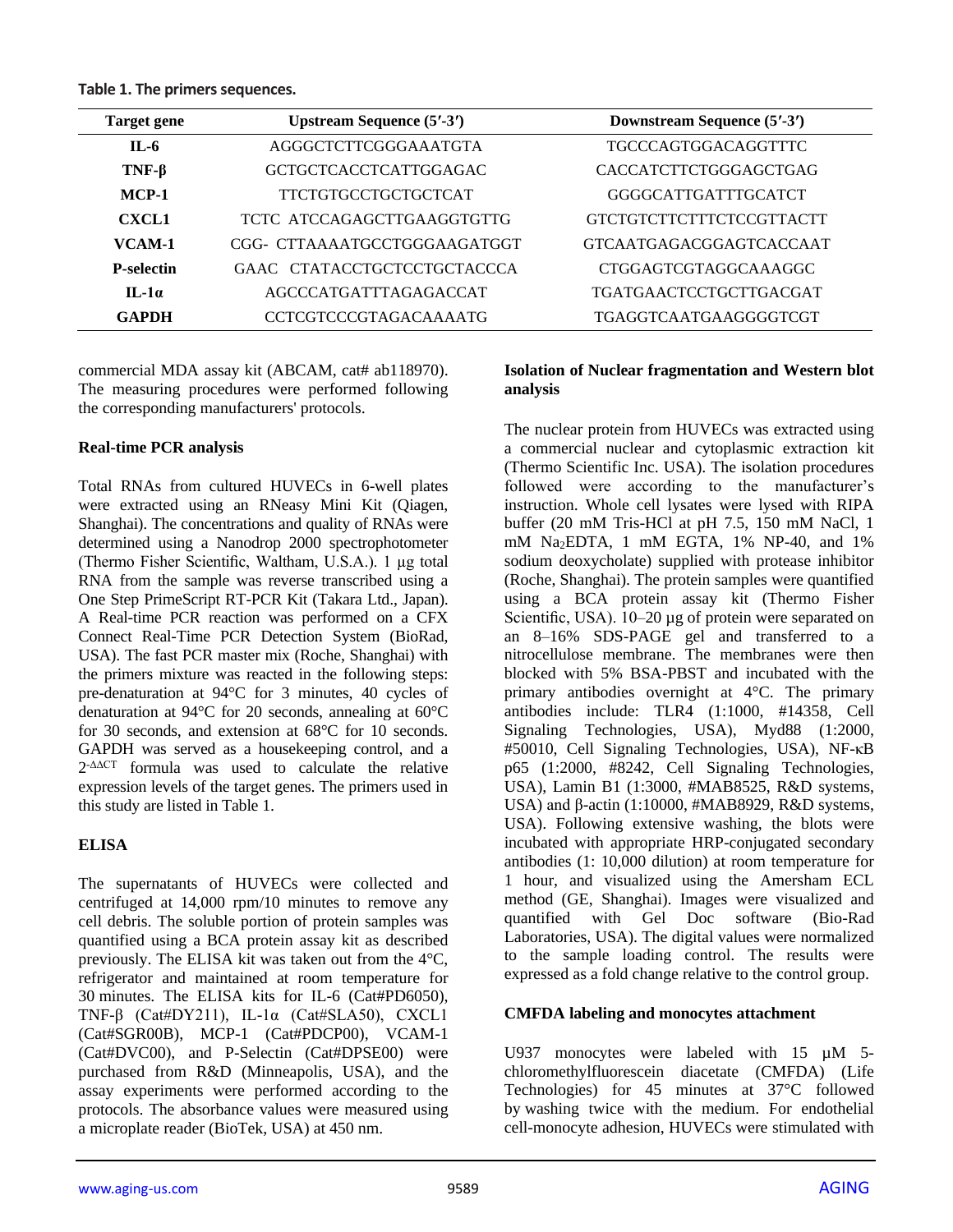**Table 1. The primers sequences.**

| Target gene | Upstream Sequence (5′-3′) | Downstream Sequence (5′-3′) |
|---|---|---|
| IL-6 | AGGGCTCTTCGGGAAATGTA | TGCCCAGTGGACAGGTTTC |
| TNF-β | GCTGCTCACCTCATTGGAGAC | CACCATCTTCTGGGAGCTGAG |
| MCP-1 | TTCTGTGCCTGCTGCTCAT | GGGGCATTGATTTGCATCT |
| CXCL1 | TCTC ATCCAGAGCTTGAAGGTGTTG | GTCTGTCTTCTTTCTCCGTTACTT |
| VCAM-1 | CGG- CTTAAAATGCCTGGGAAGATGGT | GTCAATGAGACGGAGTCACCAAT |
| P-selectin | GAAC CTATACCTGCTCCTGCTACCCA | CTGGAGTCGTAGGCAAAGGC |
| IL-1α | AGCCCATGATTTAGAGACCAT | TGATGAACTCCTGCTTGACGAT |
| GAPDH | CCTCGTCCCGTAGACAAAATG | TGAGGTCAATGAAGGGGTCGT |

commercial MDA assay kit (ABCAM, cat# ab118970). The measuring procedures were performed following the corresponding manufacturers' protocols.

**Real-time PCR analysis**

Total RNAs from cultured HUVECs in 6-well plates were extracted using an RNeasy Mini Kit (Qiagen, Shanghai). The concentrations and quality of RNAs were determined using a Nanodrop 2000 spectrophotometer (Thermo Fisher Scientific, Waltham, U.S.A.). 1 µg total RNA from the sample was reverse transcribed using a One Step PrimeScript RT-PCR Kit (Takara Ltd., Japan). A Real-time PCR reaction was performed on a CFX Connect Real-Time PCR Detection System (BioRad, USA). The fast PCR master mix (Roche, Shanghai) with the primers mixture was reacted in the following steps: pre-denaturation at 94°C for 3 minutes, 40 cycles of denaturation at 94°C for 20 seconds, annealing at 60°C for 30 seconds, and extension at 68°C for 10 seconds. GAPDH was served as a housekeeping control, and a $2^{-\Delta\Delta CT}$ formula was used to calculate the relative expression levels of the target genes. The primers used in this study are listed in Table 1.

**ELISA**

The supernatants of HUVECs were collected and centrifuged at 14,000 rpm/10 minutes to remove any cell debris. The soluble portion of protein samples was quantified using a BCA protein assay kit as described previously. The ELISA kit was taken out from the 4°C, refrigerator and maintained at room temperature for 30 minutes. The ELISA kits for IL-6 (Cat#PD6050), TNF-β (Cat#DY211), IL-1α (Cat#SLA50), CXCL1 (Cat#SGR00B), MCP-1 (Cat#PDCP00), VCAM-1 (Cat#DVC00), and P-Selectin (Cat#DPSE00) were purchased from R&D (Minneapolis, USA), and the assay experiments were performed according to the protocols. The absorbance values were measured using a microplate reader (BioTek, USA) at 450 nm.

**Isolation of Nuclear fragmentation and Western blot analysis**

The nuclear protein from HUVECs was extracted using a commercial nuclear and cytoplasmic extraction kit (Thermo Scientific Inc. USA). The isolation procedures followed were according to the manufacturer's instruction. Whole cell lysates were lysed with RIPA buffer (20 mM Tris-HCl at pH 7.5, 150 mM NaCl, 1 mM $Na_2EDTA$, 1 mM EGTA, 1% NP-40, and 1% sodium deoxycholate) supplied with protease inhibitor (Roche, Shanghai). The protein samples were quantified using a BCA protein assay kit (Thermo Fisher Scientific, USA). 10–20 µg of protein were separated on an 8–16% SDS-PAGE gel and transferred to a nitrocellulose membrane. The membranes were then blocked with 5% BSA-PBST and incubated with the primary antibodies overnight at 4°C. The primary antibodies include: TLR4 (1:1000, #14358, Cell Signaling Technologies, USA), Myd88 (1:2000, #50010, Cell Signaling Technologies, USA), NF-κB p65 (1:2000, #8242, Cell Signaling Technologies, USA), Lamin B1 (1:3000, #MAB8525, R&D systems, USA) and β-actin (1:10000, #MAB8929, R&D systems, USA). Following extensive washing, the blots were incubated with appropriate HRP-conjugated secondary antibodies (1: 10,000 dilution) at room temperature for 1 hour, and visualized using the Amersham ECL method (GE, Shanghai). Images were visualized and quantified with Gel Doc software (Bio-Rad Laboratories, USA). The digital values were normalized to the sample loading control. The results were expressed as a fold change relative to the control group.

**CMFDA labeling and monocytes attachment**

U937 monocytes were labeled with 15 µM 5-chloromethylfluorescein diacetate (CMFDA) (Life Technologies) for 45 minutes at 37°C followed by washing twice with the medium. For endothelial cell-monocyte adhesion, HUVECs were stimulated with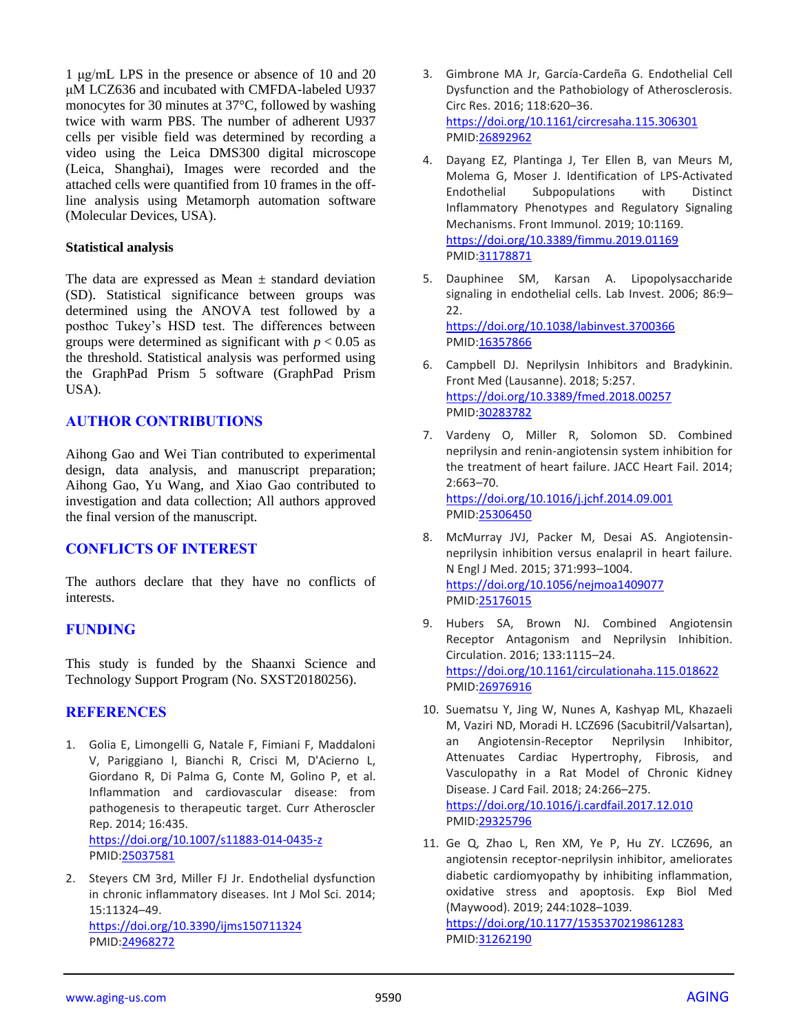1 μg/mL LPS in the presence or absence of 10 and 20 μM LCZ636 and incubated with CMFDA-labeled U937 monocytes for 30 minutes at 37°C, followed by washing twice with warm PBS. The number of adherent U937 cells per visible field was determined by recording a video using the Leica DMS300 digital microscope (Leica, Shanghai), Images were recorded and the attached cells were quantified from 10 frames in the off-line analysis using Metamorph automation software (Molecular Devices, USA).

### Statistical analysis

The data are expressed as Mean ± standard deviation (SD). Statistical significance between groups was determined using the ANOVA test followed by a posthoc Tukey's HSD test. The differences between groups were determined as significant with $p < 0.05$ as the threshold. Statistical analysis was performed using the GraphPad Prism 5 software (GraphPad Prism USA).

## AUTHOR CONTRIBUTIONS

Aihong Gao and Wei Tian contributed to experimental design, data analysis, and manuscript preparation; Aihong Gao, Yu Wang, and Xiao Gao contributed to investigation and data collection; All authors approved the final version of the manuscript.

## CONFLICTS OF INTEREST

The authors declare that they have no conflicts of interests.

## FUNDING

This study is funded by the Shaanxi Science and Technology Support Program (No. SXST20180256).

## REFERENCES

1. Golia E, Limongelli G, Natale F, Fimiani F, Maddaloni V, Pariggiano I, Bianchi R, Crisci M, D'Acierno L, Giordano R, Di Palma G, Conte M, Golino P, et al. Inflammation and cardiovascular disease: from pathogenesis to therapeutic target. Curr Atheroscler Rep. 2014; 16:435. https://doi.org/10.1007/s11883-014-0435-z PMID:25037581

2. Steyers CM 3rd, Miller FJ Jr. Endothelial dysfunction in chronic inflammatory diseases. Int J Mol Sci. 2014; 15:11324–49. https://doi.org/10.3390/ijms150711324 PMID:24968272

3. Gimbrone MA Jr, García-Cardeña G. Endothelial Cell Dysfunction and the Pathobiology of Atherosclerosis. Circ Res. 2016; 118:620–36. https://doi.org/10.1161/circresaha.115.306301 PMID:26892962

4. Dayang EZ, Plantinga J, Ter Ellen B, van Meurs M, Molema G, Moser J. Identification of LPS-Activated Endothelial Subpopulations with Distinct Inflammatory Phenotypes and Regulatory Signaling Mechanisms. Front Immunol. 2019; 10:1169. https://doi.org/10.3389/fimmu.2019.01169 PMID:31178871

5. Dauphinee SM, Karsan A. Lipopolysaccharide signaling in endothelial cells. Lab Invest. 2006; 86:9–22. https://doi.org/10.1038/labinvest.3700366 PMID:16357866

6. Campbell DJ. Neprilysin Inhibitors and Bradykinin. Front Med (Lausanne). 2018; 5:257. https://doi.org/10.3389/fmed.2018.00257 PMID:30283782

7. Vardeny O, Miller R, Solomon SD. Combined neprilysin and renin-angiotensin system inhibition for the treatment of heart failure. JACC Heart Fail. 2014; 2:663–70. https://doi.org/10.1016/j.jchf.2014.09.001 PMID:25306450

8. McMurray JVJ, Packer M, Desai AS. Angiotensin-neprilysin inhibition versus enalapril in heart failure. N Engl J Med. 2015; 371:993–1004. https://doi.org/10.1056/nejmoa1409077 PMID:25176015

9. Hubers SA, Brown NJ. Combined Angiotensin Receptor Antagonism and Neprilysin Inhibition. Circulation. 2016; 133:1115–24. https://doi.org/10.1161/circulationaha.115.018622 PMID:26976916

10. Suematsu Y, Jing W, Nunes A, Kashyap ML, Khazaeli M, Vaziri ND, Moradi H. LCZ696 (Sacubitril/Valsartan), an Angiotensin-Receptor Neprilysin Inhibitor, Attenuates Cardiac Hypertrophy, Fibrosis, and Vasculopathy in a Rat Model of Chronic Kidney Disease. J Card Fail. 2018; 24:266–275. https://doi.org/10.1016/j.cardfail.2017.12.010 PMID:29325796

11. Ge Q, Zhao L, Ren XM, Ye P, Hu ZY. LCZ696, an angiotensin receptor-neprilysin inhibitor, ameliorates diabetic cardiomyopathy by inhibiting inflammation, oxidative stress and apoptosis. Exp Biol Med (Maywood). 2019; 244:1028–1039. https://doi.org/10.1177/1535370219861283 PMID:31262190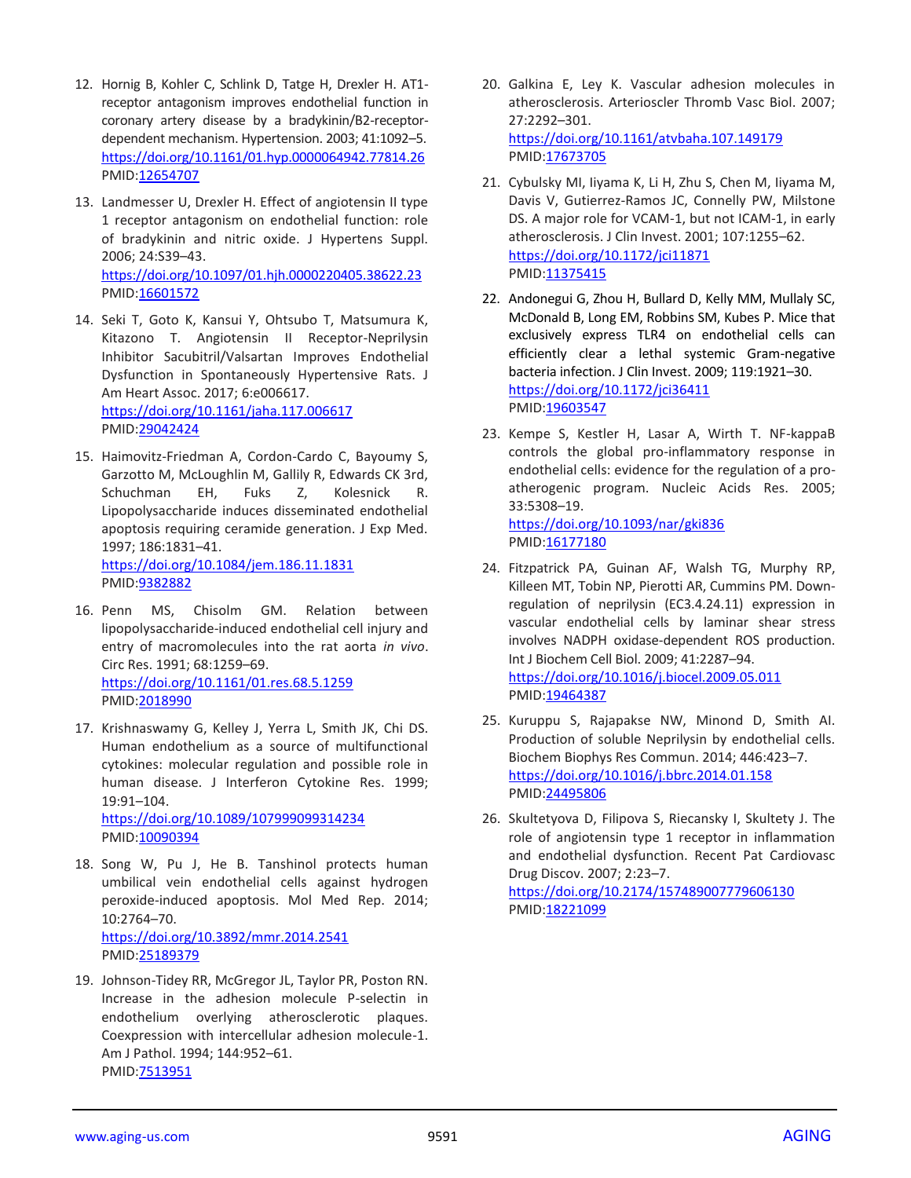12. Hornig B, Kohler C, Schlink D, Tatge H, Drexler H. AT1-receptor antagonism improves endothelial function in coronary artery disease by a bradykinin/B2-receptor-dependent mechanism. Hypertension. 2003; 41:1092–5. https://doi.org/10.1161/01.hyp.0000064942.77814.26 PMID:12654707

13. Landmesser U, Drexler H. Effect of angiotensin II type 1 receptor antagonism on endothelial function: role of bradykinin and nitric oxide. J Hypertens Suppl. 2006; 24:S39–43. https://doi.org/10.1097/01.hjh.0000220405.38622.23 PMID:16601572

14. Seki T, Goto K, Kansui Y, Ohtsubo T, Matsumura K, Kitazono T. Angiotensin II Receptor-Neprilysin Inhibitor Sacubitril/Valsartan Improves Endothelial Dysfunction in Spontaneously Hypertensive Rats. J Am Heart Assoc. 2017; 6:e006617. https://doi.org/10.1161/jaha.117.006617 PMID:29042424

15. Haimovitz-Friedman A, Cordon-Cardo C, Bayoumy S, Garzotto M, McLoughlin M, Gallily R, Edwards CK 3rd, Schuchman EH, Fuks Z, Kolesnick R. Lipopolysaccharide induces disseminated endothelial apoptosis requiring ceramide generation. J Exp Med. 1997; 186:1831–41. https://doi.org/10.1084/jem.186.11.1831 PMID:9382882

16. Penn MS, Chisolm GM. Relation between lipopolysaccharide-induced endothelial cell injury and entry of macromolecules into the rat aorta *in vivo*. Circ Res. 1991; 68:1259–69. https://doi.org/10.1161/01.res.68.5.1259 PMID:2018990

17. Krishnaswamy G, Kelley J, Yerra L, Smith JK, Chi DS. Human endothelium as a source of multifunctional cytokines: molecular regulation and possible role in human disease. J Interferon Cytokine Res. 1999; 19:91–104. https://doi.org/10.1089/107999099314234 PMID:10090394

18. Song W, Pu J, He B. Tanshinol protects human umbilical vein endothelial cells against hydrogen peroxide-induced apoptosis. Mol Med Rep. 2014; 10:2764–70. https://doi.org/10.3892/mmr.2014.2541 PMID:25189379

19. Johnson-Tidey RR, McGregor JL, Taylor PR, Poston RN. Increase in the adhesion molecule P-selectin in endothelium overlying atherosclerotic plaques. Coexpression with intercellular adhesion molecule-1. Am J Pathol. 1994; 144:952–61. PMID:7513951

20. Galkina E, Ley K. Vascular adhesion molecules in atherosclerosis. Arterioscler Thromb Vasc Biol. 2007; 27:2292–301. https://doi.org/10.1161/atvbaha.107.149179 PMID:17673705

21. Cybulsky MI, Iiyama K, Li H, Zhu S, Chen M, Iiyama M, Davis V, Gutierrez-Ramos JC, Connelly PW, Milstone DS. A major role for VCAM-1, but not ICAM-1, in early atherosclerosis. J Clin Invest. 2001; 107:1255–62. https://doi.org/10.1172/jci11871 PMID:11375415

22. Andonegui G, Zhou H, Bullard D, Kelly MM, Mullaly SC, McDonald B, Long EM, Robbins SM, Kubes P. Mice that exclusively express TLR4 on endothelial cells can efficiently clear a lethal systemic Gram-negative bacteria infection. J Clin Invest. 2009; 119:1921–30. https://doi.org/10.1172/jci36411 PMID:19603547

23. Kempe S, Kestler H, Lasar A, Wirth T. NF-kappaB controls the global pro-inflammatory response in endothelial cells: evidence for the regulation of a pro-atherogenic program. Nucleic Acids Res. 2005; 33:5308–19. https://doi.org/10.1093/nar/gki836 PMID:16177180

24. Fitzpatrick PA, Guinan AF, Walsh TG, Murphy RP, Killeen MT, Tobin NP, Pierotti AR, Cummins PM. Down-regulation of neprilysin (EC3.4.24.11) expression in vascular endothelial cells by laminar shear stress involves NADPH oxidase-dependent ROS production. Int J Biochem Cell Biol. 2009; 41:2287–94. https://doi.org/10.1016/j.biocel.2009.05.011 PMID:19464387

25. Kuruppu S, Rajapakse NW, Minond D, Smith AI. Production of soluble Neprilysin by endothelial cells. Biochem Biophys Res Commun. 2014; 446:423–7. https://doi.org/10.1016/j.bbrc.2014.01.158 PMID:24495806

26. Skultetyova D, Filipova S, Riecansky I, Skultety J. The role of angiotensin type 1 receptor in inflammation and endothelial dysfunction. Recent Pat Cardiovasc Drug Discov. 2007; 2:23–7. https://doi.org/10.2174/157489007779606130 PMID:18221099